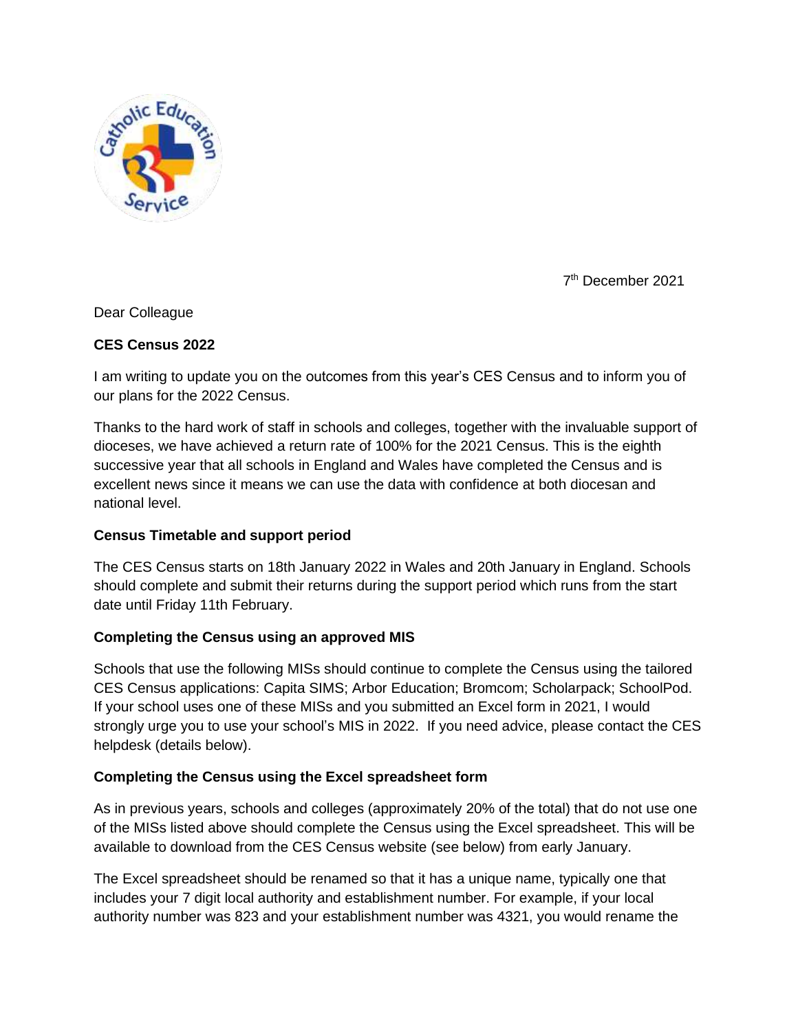7th December 2021

Dear Colleague

**CES Census 2022**

I am writing to update you on the outcomes from this year's CES Census and to inform you of our plans for the 2022 Census.

Thanks to the hard work of staff in schools and colleges, together with the invaluable support of dioceses, we have achieved a return rate of 100% for the 2021 Census. This is the eighth successive year that all schools in England and Wales have completed the Census and is excellent news since it means we can use the data with confidence at both diocesan and national level.

**Census Timetable and support period**

The CES Census starts on 18th January 2022 in Wales and 20th January in England. Schools should complete and submit their returns during the support period which runs from the start date until Friday 11th February.

**Completing the Census using an approved MIS**

Schools that use the following MISs should continue to complete the Census using the tailored CES Census applications: Capita SIMS; Arbor Education; Bromcom; Scholarpack; SchoolPod. If your school uses one of these MISs and you submitted an Excel form in 2021, I would strongly urge you to use your school's MIS in 2022. If you need advice, please contact the CES helpdesk (details below).

**Completing the Census using the Excel spreadsheet form**

As in previous years, schools and colleges (approximately 20% of the total) that do not use one of the MISs listed above should complete the Census using the Excel spreadsheet. This will be available to download from the CES Census website (see below) from early January.

The Excel spreadsheet should be renamed so that it has a unique name, typically one that includes your 7 digit local authority and establishment number. For example, if your local authority number was 823 and your establishment number was 4321, you would rename the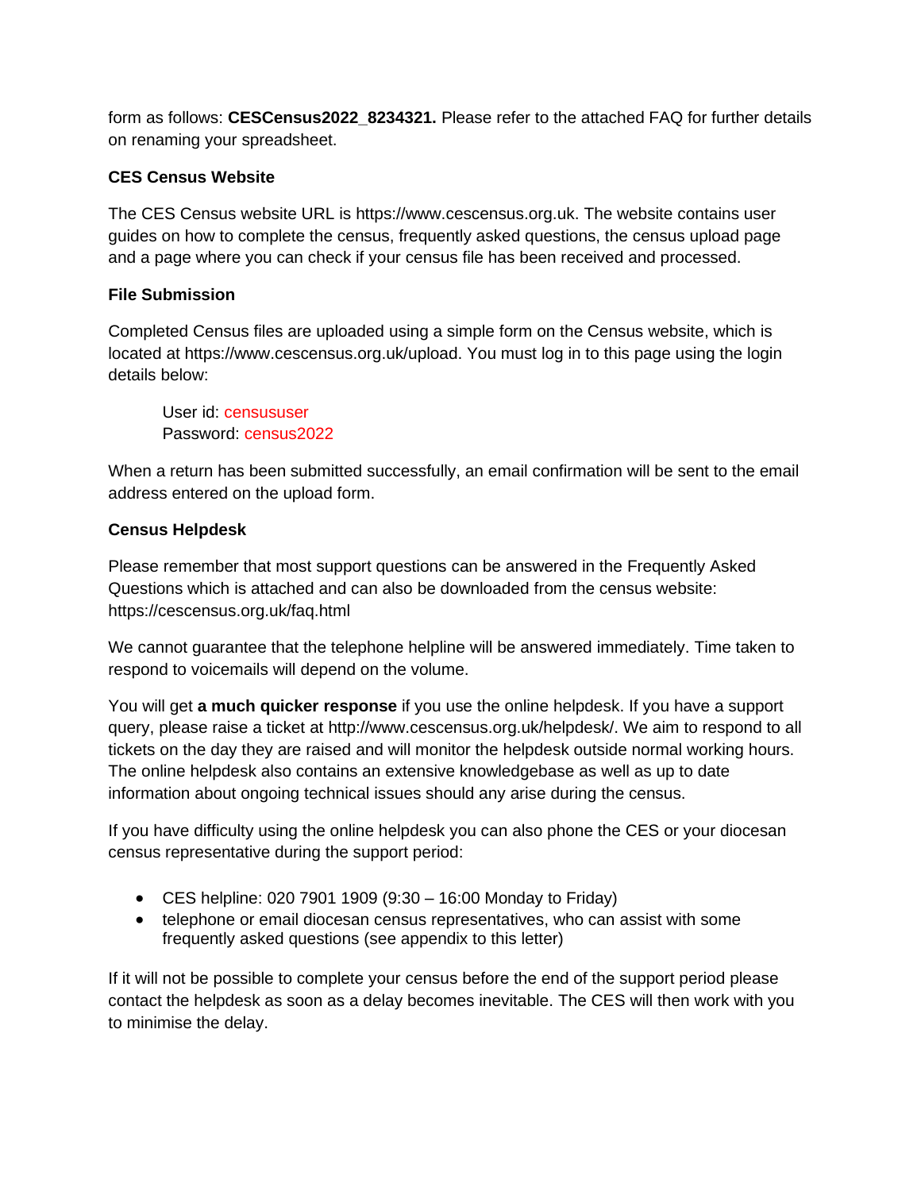form as follows: **CESCensus2022_8234321.** Please refer to the attached FAQ for further details on renaming your spreadsheet.

**CES Census Website**

The CES Census website URL is https://www.cescensus.org.uk. The website contains user guides on how to complete the census, frequently asked questions, the census upload page and a page where you can check if your census file has been received and processed.

**File Submission**

Completed Census files are uploaded using a simple form on the Census website, which is located at https://www.cescensus.org.uk/upload. You must log in to this page using the login details below:

> User id: censususer
> Password: census2022

When a return has been submitted successfully, an email confirmation will be sent to the email address entered on the upload form.

**Census Helpdesk**

Please remember that most support questions can be answered in the Frequently Asked Questions which is attached and can also be downloaded from the census website: https://cescensus.org.uk/faq.html

We cannot guarantee that the telephone helpline will be answered immediately. Time taken to respond to voicemails will depend on the volume.

You will get **a much quicker response** if you use the online helpdesk. If you have a support query, please raise a ticket at http://www.cescensus.org.uk/helpdesk/. We aim to respond to all tickets on the day they are raised and will monitor the helpdesk outside normal working hours. The online helpdesk also contains an extensive knowledgebase as well as up to date information about ongoing technical issues should any arise during the census.

If you have difficulty using the online helpdesk you can also phone the CES or your diocesan census representative during the support period:

- CES helpline: 020 7901 1909 (9:30 – 16:00 Monday to Friday)
- telephone or email diocesan census representatives, who can assist with some frequently asked questions (see appendix to this letter)

If it will not be possible to complete your census before the end of the support period please contact the helpdesk as soon as a delay becomes inevitable. The CES will then work with you to minimise the delay.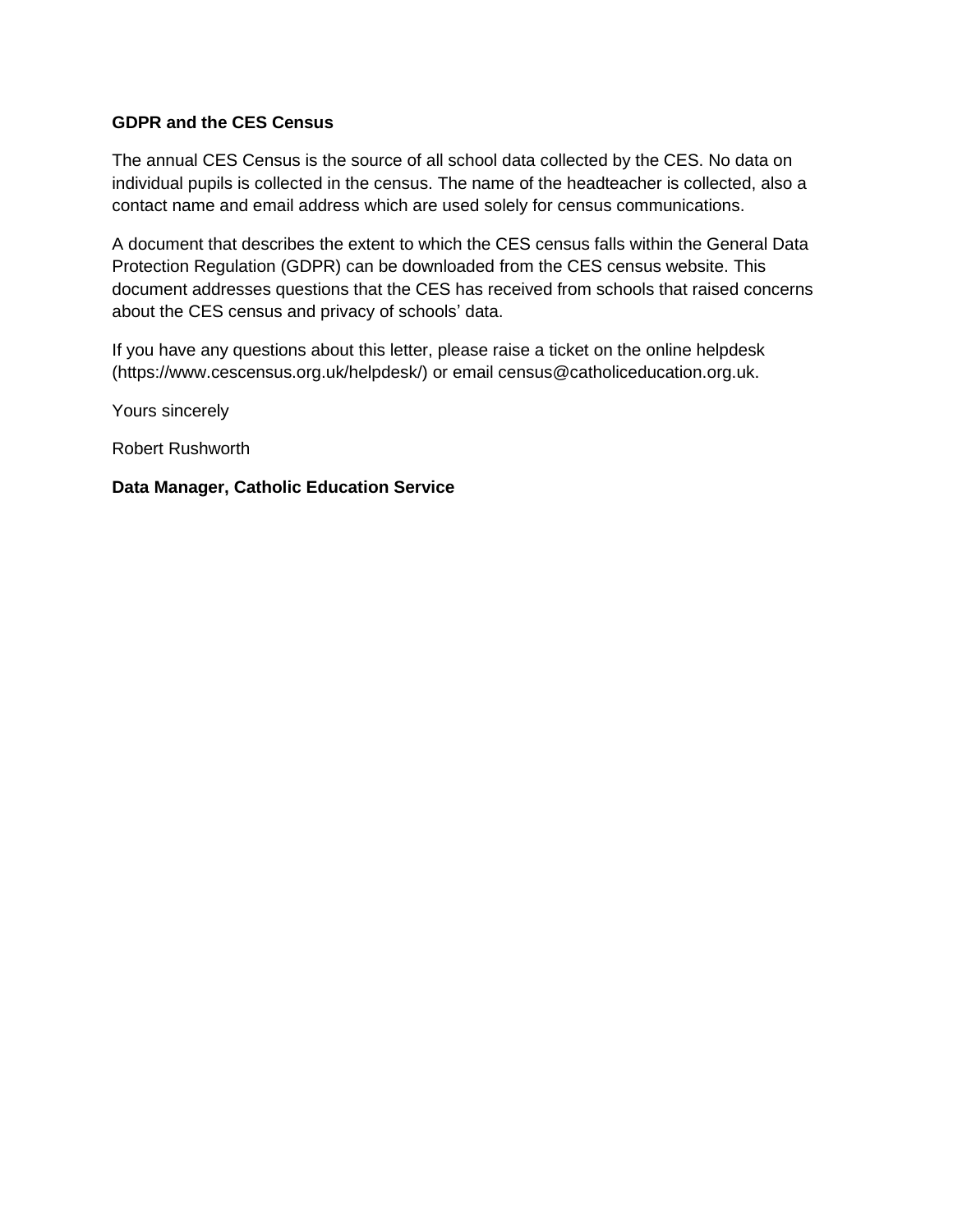**GDPR and the CES Census**

The annual CES Census is the source of all school data collected by the CES. No data on individual pupils is collected in the census. The name of the headteacher is collected, also a contact name and email address which are used solely for census communications.

A document that describes the extent to which the CES census falls within the General Data Protection Regulation (GDPR) can be downloaded from the CES census website. This document addresses questions that the CES has received from schools that raised concerns about the CES census and privacy of schools' data.

If you have any questions about this letter, please raise a ticket on the online helpdesk (https://www.cescensus.org.uk/helpdesk/) or email census@catholiceducation.org.uk.

Yours sincerely

Robert Rushworth

**Data Manager, Catholic Education Service**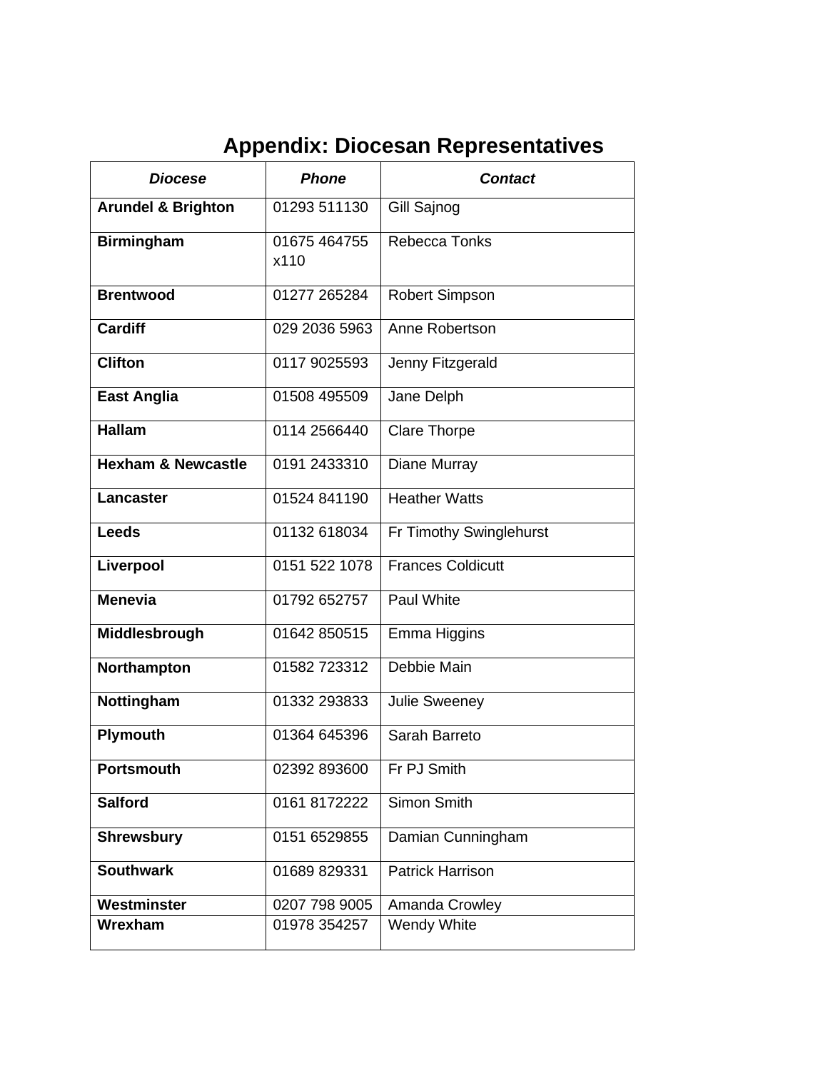# Appendix: Diocesan Representatives

| *Diocese* | *Phone* | *Contact* |
|---|---|---|
| **Arundel & Brighton** | 01293 511130 | Gill Sajnog |
| **Birmingham** | 01675 464755 x110 | Rebecca Tonks |
| **Brentwood** | 01277 265284 | Robert Simpson |
| **Cardiff** | 029 2036 5963 | Anne Robertson |
| **Clifton** | 0117 9025593 | Jenny Fitzgerald |
| **East Anglia** | 01508 495509 | Jane Delph |
| **Hallam** | 0114 2566440 | Clare Thorpe |
| **Hexham & Newcastle** | 0191 2433310 | Diane Murray |
| **Lancaster** | 01524 841190 | Heather Watts |
| **Leeds** | 01132 618034 | Fr Timothy Swinglehurst |
| **Liverpool** | 0151 522 1078 | Frances Coldicutt |
| **Menevia** | 01792 652757 | Paul White |
| **Middlesbrough** | 01642 850515 | Emma Higgins |
| **Northampton** | 01582 723312 | Debbie Main |
| **Nottingham** | 01332 293833 | Julie Sweeney |
| **Plymouth** | 01364 645396 | Sarah Barreto |
| **Portsmouth** | 02392 893600 | Fr PJ Smith |
| **Salford** | 0161 8172222 | Simon Smith |
| **Shrewsbury** | 0151 6529855 | Damian Cunningham |
| **Southwark** | 01689 829331 | Patrick Harrison |
| **Westminster** | 0207 798 9005 | Amanda Crowley |
| **Wrexham** | 01978 354257 | Wendy White |